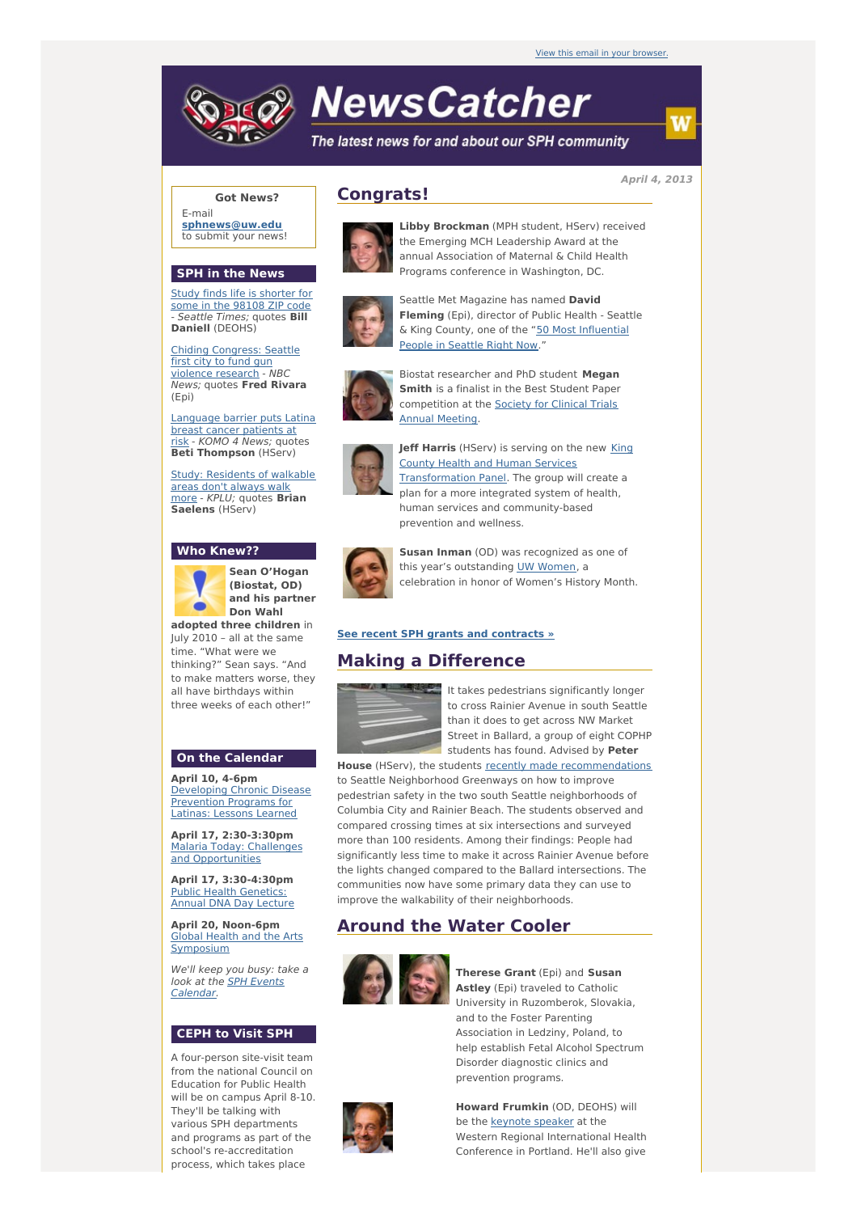View this email in your browser.

# NewsCatcher

*The latest news for and about our SPH community*

*April 4, 2013*

## Congrats!

**Libby Brockman** (MPH student, HServ) received the Emerging MCH Leadership Award at the annual Association of Maternal & Child Health Programs conference in Washington, DC.

Seattle Met Magazine has named **David Fleming** (Epi), director of Public Health - Seattle & King County, one of the "50 Most Influential People in Seattle Right Now."

Biostat researcher and PhD student **Megan Smith** is a finalist in the Best Student Paper competition at the Society for Clinical Trials Annual Meeting.

**Jeff Harris** (HServ) is serving on the new King County Health and Human Services Transformation Panel. The group will create a plan for a more integrated system of health, human services and community-based prevention and wellness.

**Susan Inman** (OD) was recognized as one of this year's outstanding UW Women, a celebration in honor of Women's History Month.

**See recent SPH grants and contracts »**

## Making a Difference

It takes pedestrians significantly longer to cross Rainier Avenue in south Seattle than it does to get across NW Market Street in Ballard, a group of eight COPHP students has found. Advised by **Peter House** (HServ), the students recently made recommendations to Seattle Neighborhood Greenways on how to improve pedestrian safety in the two south Seattle neighborhoods of Columbia City and Rainier Beach. The students observed and compared crossing times at six intersections and surveyed more than 100 residents. Among their findings: People had significantly less time to make it across Rainier Avenue before the lights changed compared to the Ballard intersections. The communities now have some primary data they can use to improve the walkability of their neighborhoods.

## Around the Water Cooler

**Therese Grant** (Epi) and **Susan Astley** (Epi) traveled to Catholic University in Ruzomberok, Slovakia, and to the Foster Parenting Association in Ledziny, Poland, to help establish Fetal Alcohol Spectrum Disorder diagnostic clinics and prevention programs.

**Howard Frumkin** (OD, DEOHS) will be the keynote speaker at the Western Regional International Health Conference in Portland. He'll also give

### Got News?

E-mail **sphnews@uw.edu** to submit your news!

### SPH in the News

Study finds life is shorter for some in the 98108 ZIP code - *Seattle Times;* quotes **Bill Daniell** (DEOHS)

Chiding Congress: Seattle first city to fund gun violence research - *NBC News;* quotes **Fred Rivara** (Epi)

Language barrier puts Latina breast cancer patients at risk - *KOMO 4 News;* quotes **Beti Thompson** (HServ)

Study: Residents of walkable areas don't always walk more - *KPLU;* quotes **Brian Saelens** (HServ)

### Who Knew??

**Sean O'Hogan (Biostat, OD) and his partner Don Wahl adopted three children** in July 2010 – all at the same time. "What were we thinking?" Sean says. "And to make matters worse, they all have birthdays within three weeks of each other!"

### On the Calendar

**April 10, 4-6pm**
Developing Chronic Disease Prevention Programs for Latinas: Lessons Learned

**April 17, 2:30-3:30pm**
Malaria Today: Challenges and Opportunities

**April 17, 3:30-4:30pm**
Public Health Genetics: Annual DNA Day Lecture

**April 20, Noon-6pm**
Global Health and the Arts Symposium

*We'll keep you busy: take a look at the SPH Events Calendar.*

### CEPH to Visit SPH

A four-person site-visit team from the national Council on Education for Public Health will be on campus April 8-10. They'll be talking with various SPH departments and programs as part of the school's re-accreditation process, which takes place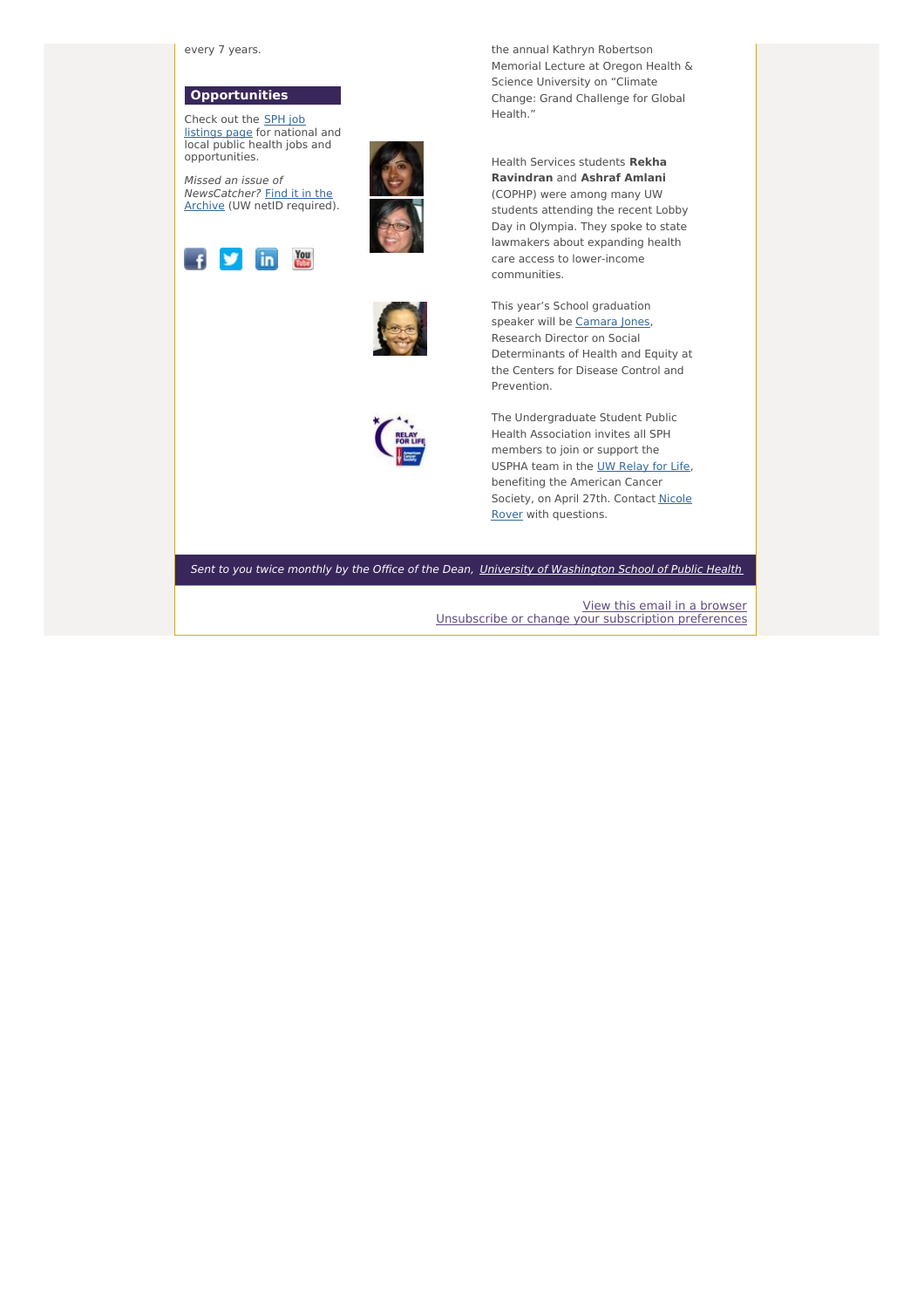every 7 years.

## Opportunities

Check out the SPH job listings page for national and local public health jobs and opportunities.

*Missed an issue of NewsCatcher?* Find it in the Archive (UW netID required).

the annual Kathryn Robertson Memorial Lecture at Oregon Health & Science University on "Climate Change: Grand Challenge for Global Health."

Health Services students **Rekha Ravindran** and **Ashraf Amlani** (COPHP) were among many UW students attending the recent Lobby Day in Olympia. They spoke to state lawmakers about expanding health care access to lower-income communities.

This year's School graduation speaker will be Camara Jones, Research Director on Social Determinants of Health and Equity at the Centers for Disease Control and Prevention.

The Undergraduate Student Public Health Association invites all SPH members to join or support the USPHA team in the UW Relay for Life, benefiting the American Cancer Society, on April 27th. Contact Nicole Rover with questions.

*Sent to you twice monthly by the Office of the Dean, University of Washington School of Public Health*

View this email in a browser
Unsubscribe or change your subscription preferences